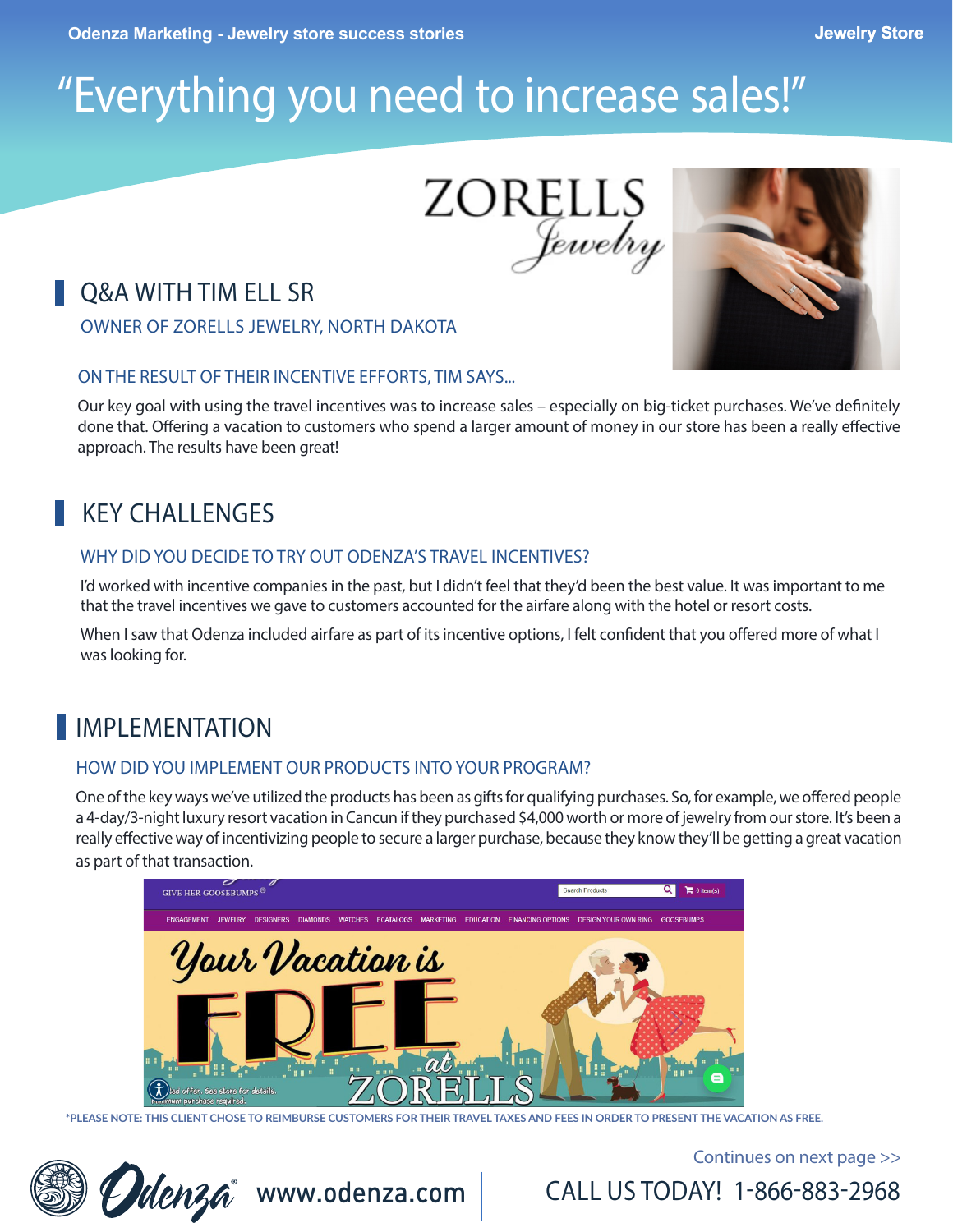Odenza Marketing - Jewelry store success stories

Jewelry Store

# "Everything you need to increase sales!"

ZORELLS Jewelry

## Q&A WITH TIM ELL SR

### OWNER OF ZORELLS JEWELRY, NORTH DAKOTA

### ON THE RESULT OF THEIR INCENTIVE EFFORTS, TIM SAYS...

Our key goal with using the travel incentives was to increase sales – especially on big-ticket purchases. We've definitely done that. Offering a vacation to customers who spend a larger amount of money in our store has been a really effective approach. The results have been great!

## KEY CHALLENGES

### WHY DID YOU DECIDE TO TRY OUT ODENZA'S TRAVEL INCENTIVES?

I'd worked with incentive companies in the past, but I didn't feel that they'd been the best value. It was important to me that the travel incentives we gave to customers accounted for the airfare along with the hotel or resort costs.

When I saw that Odenza included airfare as part of its incentive options, I felt confident that you offered more of what I was looking for.

## IMPLEMENTATION

### HOW DID YOU IMPLEMENT OUR PRODUCTS INTO YOUR PROGRAM?

One of the key ways we've utilized the products has been as gifts for qualifying purchases. So, for example, we offered people a 4-day/3-night luxury resort vacation in Cancun if they purchased $4,000 worth or more of jewelry from our store. It's been a really effective way of incentivizing people to secure a larger purchase, because they know they'll be getting a great vacation as part of that transaction.

*PLEASE NOTE: THIS CLIENT CHOSE TO REIMBURSE CUSTOMERS FOR THEIR TRAVEL TAXES AND FEES IN ORDER TO PRESENT THE VACATION AS FREE.

Continues on next page >>

Odenza® www.odenza.com | CALL US TODAY! 1-866-883-2968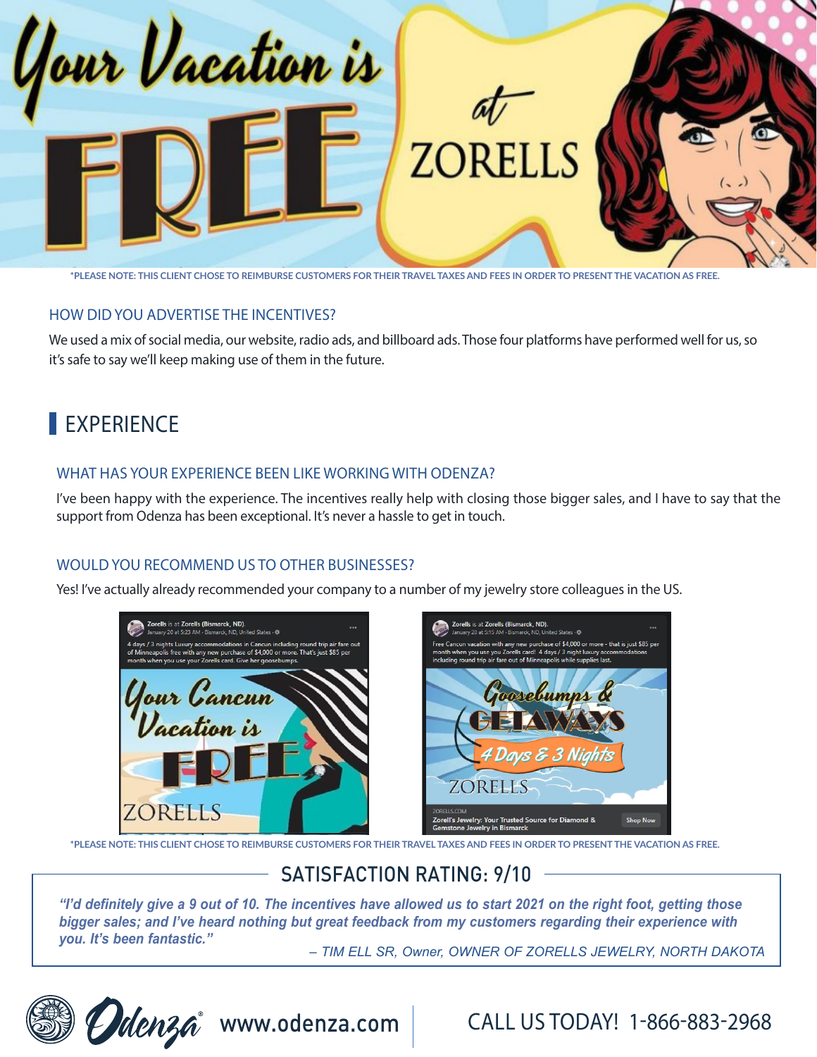# Your Vacation is FREE at ZORELLS

*PLEASE NOTE: THIS CLIENT CHOSE TO REIMBURSE CUSTOMERS FOR THEIR TRAVEL TAXES AND FEES IN ORDER TO PRESENT THE VACATION AS FREE.

### HOW DID YOU ADVERTISE THE INCENTIVES?

We used a mix of social media, our website, radio ads, and billboard ads. Those four platforms have performed well for us, so it's safe to say we'll keep making use of them in the future.

## EXPERIENCE

### WHAT HAS YOUR EXPERIENCE BEEN LIKE WORKING WITH ODENZA?

I've been happy with the experience. The incentives really help with closing those bigger sales, and I have to say that the support from Odenza has been exceptional. It's never a hassle to get in touch.

### WOULD YOU RECOMMEND US TO OTHER BUSINESSES?

Yes! I've actually already recommended your company to a number of my jewelry store colleagues in the US.

Zorells is at Zorells (Bismarck, ND).
January 20 at 5:23 AM · Bismarck, ND, United States
4 days / 3 nights Luxury accommodations in Cancun including round trip air fare out of Minneapolis free with any new purchase of $4,000 or more. That's just $85 per month when you use your Zorells card. Give her goosebumps.

Your Cancun Vacation is FREE
ZORELLS

Zorells is at Zorells (Bismarck, ND).
January 20 at 5:15 AM · Bismarck, ND, United States
Free Cancun vacation with any new purchase of $4,000 or more - that is just $85 per month when you use you Zorells card! 4 days / 3 night luxury accommodations including round trip air fare out of Minneapolis while supplies last.

Goosebumps & GETAWAYS
4 Days & 3 Nights
ZORELLS

ZORELLS.COM
Zorell's Jewelry: Your Trusted Source for Diamond & Gemstone Jewelry in Bismarck
Shop Now

*PLEASE NOTE: THIS CLIENT CHOSE TO REIMBURSE CUSTOMERS FOR THEIR TRAVEL TAXES AND FEES IN ORDER TO PRESENT THE VACATION AS FREE.

## SATISFACTION RATING: 9/10

*"I'd definitely give a 9 out of 10. The incentives have allowed us to start 2021 on the right foot, getting those bigger sales; and I've heard nothing but great feedback from my customers regarding their experience with you. It's been fantastic."*

*– TIM ELL SR, Owner, OWNER OF ZORELLS JEWELRY, NORTH DAKOTA*

Odenza® www.odenza.com | CALL US TODAY! 1-866-883-2968